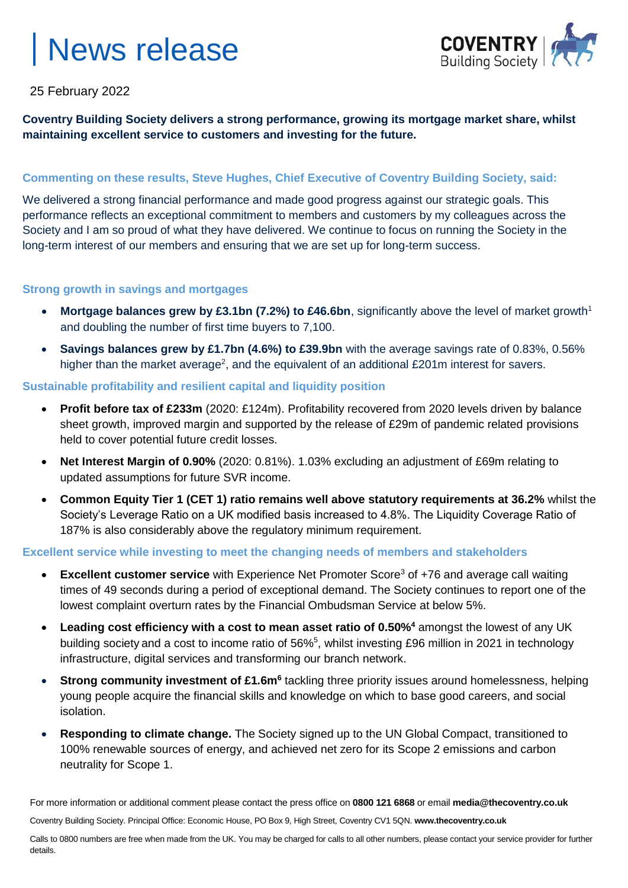# News release

25 February 2022

**Coventry Building Society delivers a strong performance, growing its mortgage market share, whilst maintaining excellent service to customers and investing for the future.**

### Commenting on these results, Steve Hughes, Chief Executive of Coventry Building Society, said:

We delivered a strong financial performance and made good progress against our strategic goals. This performance reflects an exceptional commitment to members and customers by my colleagues across the Society and I am so proud of what they have delivered. We continue to focus on running the Society in the long-term interest of our members and ensuring that we are set up for long-term success.

### Strong growth in savings and mortgages

- **Mortgage balances grew by £3.1bn (7.2%) to £46.6bn**, significantly above the level of market growth[1] and doubling the number of first time buyers to 7,100.
- **Savings balances grew by £1.7bn (4.6%) to £39.9bn** with the average savings rate of 0.83%, 0.56% higher than the market average[2], and the equivalent of an additional £201m interest for savers.

### Sustainable profitability and resilient capital and liquidity position

- **Profit before tax of £233m** (2020: £124m). Profitability recovered from 2020 levels driven by balance sheet growth, improved margin and supported by the release of £29m of pandemic related provisions held to cover potential future credit losses.
- **Net Interest Margin of 0.90%** (2020: 0.81%). 1.03% excluding an adjustment of £69m relating to updated assumptions for future SVR income.
- **Common Equity Tier 1 (CET 1) ratio remains well above statutory requirements at 36.2%** whilst the Society's Leverage Ratio on a UK modified basis increased to 4.8%. The Liquidity Coverage Ratio of 187% is also considerably above the regulatory minimum requirement.

### Excellent service while investing to meet the changing needs of members and stakeholders

- **Excellent customer service** with Experience Net Promoter Score[3] of +76 and average call waiting times of 49 seconds during a period of exceptional demand. The Society continues to report one of the lowest complaint overturn rates by the Financial Ombudsman Service at below 5%.
- **Leading cost efficiency with a cost to mean asset ratio of 0.50%[4]** amongst the lowest of any UK building society and a cost to income ratio of 56%[5], whilst investing £96 million in 2021 in technology infrastructure, digital services and transforming our branch network.
- **Strong community investment of £1.6m[6]** tackling three priority issues around homelessness, helping young people acquire the financial skills and knowledge on which to base good careers, and social isolation.
- **Responding to climate change.** The Society signed up to the UN Global Compact, transitioned to 100% renewable sources of energy, and achieved net zero for its Scope 2 emissions and carbon neutrality for Scope 1.

For more information or additional comment please contact the press office on **0800 121 6868** or email **media@thecoventry.co.uk**

Coventry Building Society. Principal Office: Economic House, PO Box 9, High Street, Coventry CV1 5QN. **www.thecoventry.co.uk**

Calls to 0800 numbers are free when made from the UK. You may be charged for calls to all other numbers, please contact your service provider for further details.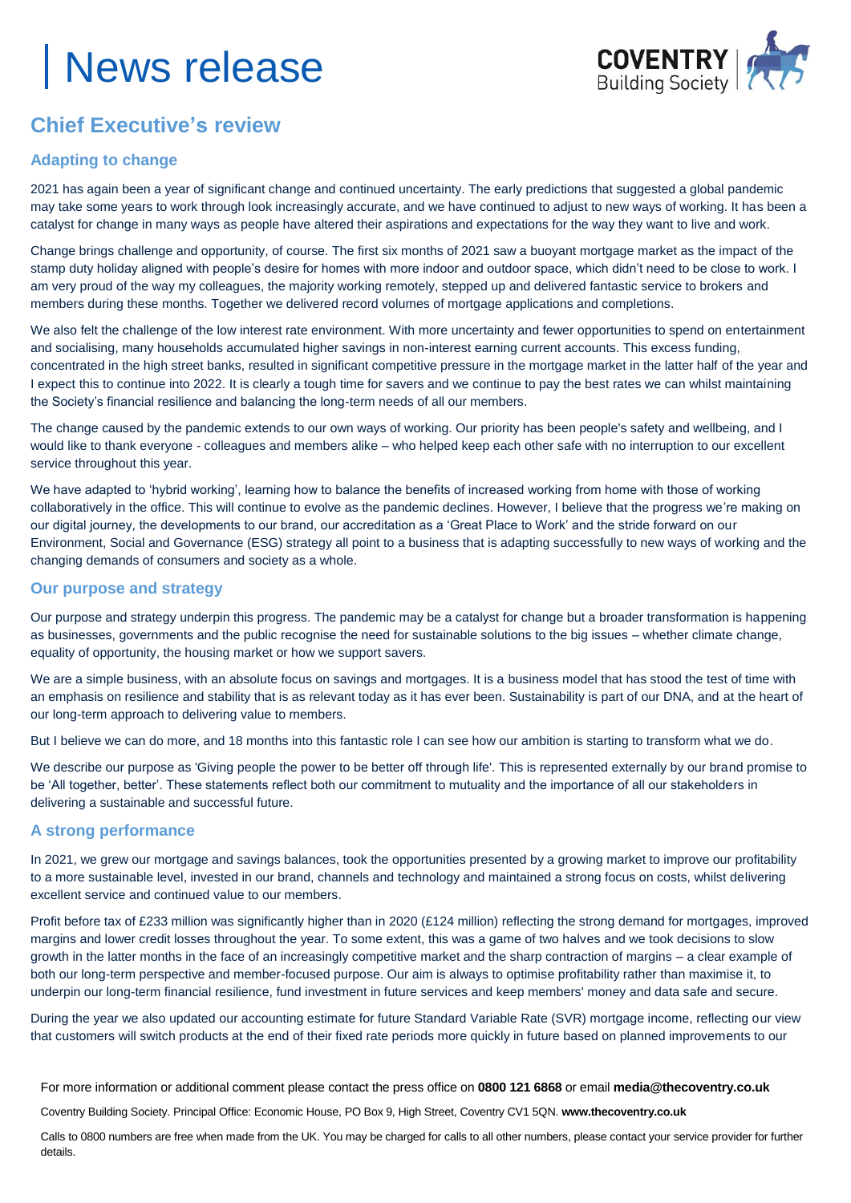# News release

## Chief Executive's review

### Adapting to change

2021 has again been a year of significant change and continued uncertainty. The early predictions that suggested a global pandemic may take some years to work through look increasingly accurate, and we have continued to adjust to new ways of working. It has been a catalyst for change in many ways as people have altered their aspirations and expectations for the way they want to live and work.

Change brings challenge and opportunity, of course. The first six months of 2021 saw a buoyant mortgage market as the impact of the stamp duty holiday aligned with people's desire for homes with more indoor and outdoor space, which didn't need to be close to work. I am very proud of the way my colleagues, the majority working remotely, stepped up and delivered fantastic service to brokers and members during these months. Together we delivered record volumes of mortgage applications and completions.

We also felt the challenge of the low interest rate environment. With more uncertainty and fewer opportunities to spend on entertainment and socialising, many households accumulated higher savings in non-interest earning current accounts. This excess funding, concentrated in the high street banks, resulted in significant competitive pressure in the mortgage market in the latter half of the year and I expect this to continue into 2022. It is clearly a tough time for savers and we continue to pay the best rates we can whilst maintaining the Society's financial resilience and balancing the long-term needs of all our members.

The change caused by the pandemic extends to our own ways of working. Our priority has been people's safety and wellbeing, and I would like to thank everyone - colleagues and members alike – who helped keep each other safe with no interruption to our excellent service throughout this year.

We have adapted to 'hybrid working', learning how to balance the benefits of increased working from home with those of working collaboratively in the office. This will continue to evolve as the pandemic declines. However, I believe that the progress we're making on our digital journey, the developments to our brand, our accreditation as a 'Great Place to Work' and the stride forward on our Environment, Social and Governance (ESG) strategy all point to a business that is adapting successfully to new ways of working and the changing demands of consumers and society as a whole.

### Our purpose and strategy

Our purpose and strategy underpin this progress. The pandemic may be a catalyst for change but a broader transformation is happening as businesses, governments and the public recognise the need for sustainable solutions to the big issues – whether climate change, equality of opportunity, the housing market or how we support savers.

We are a simple business, with an absolute focus on savings and mortgages. It is a business model that has stood the test of time with an emphasis on resilience and stability that is as relevant today as it has ever been. Sustainability is part of our DNA, and at the heart of our long-term approach to delivering value to members.

But I believe we can do more, and 18 months into this fantastic role I can see how our ambition is starting to transform what we do.

We describe our purpose as 'Giving people the power to be better off through life'. This is represented externally by our brand promise to be 'All together, better'. These statements reflect both our commitment to mutuality and the importance of all our stakeholders in delivering a sustainable and successful future.

### A strong performance

In 2021, we grew our mortgage and savings balances, took the opportunities presented by a growing market to improve our profitability to a more sustainable level, invested in our brand, channels and technology and maintained a strong focus on costs, whilst delivering excellent service and continued value to our members.

Profit before tax of £233 million was significantly higher than in 2020 (£124 million) reflecting the strong demand for mortgages, improved margins and lower credit losses throughout the year. To some extent, this was a game of two halves and we took decisions to slow growth in the latter months in the face of an increasingly competitive market and the sharp contraction of margins – a clear example of both our long-term perspective and member-focused purpose. Our aim is always to optimise profitability rather than maximise it, to underpin our long-term financial resilience, fund investment in future services and keep members' money and data safe and secure.

During the year we also updated our accounting estimate for future Standard Variable Rate (SVR) mortgage income, reflecting our view that customers will switch products at the end of their fixed rate periods more quickly in future based on planned improvements to our

For more information or additional comment please contact the press office on **0800 121 6868** or email **media@thecoventry.co.uk**

Coventry Building Society. Principal Office: Economic House, PO Box 9, High Street, Coventry CV1 5QN. **www.thecoventry.co.uk**

Calls to 0800 numbers are free when made from the UK. You may be charged for calls to all other numbers, please contact your service provider for further details.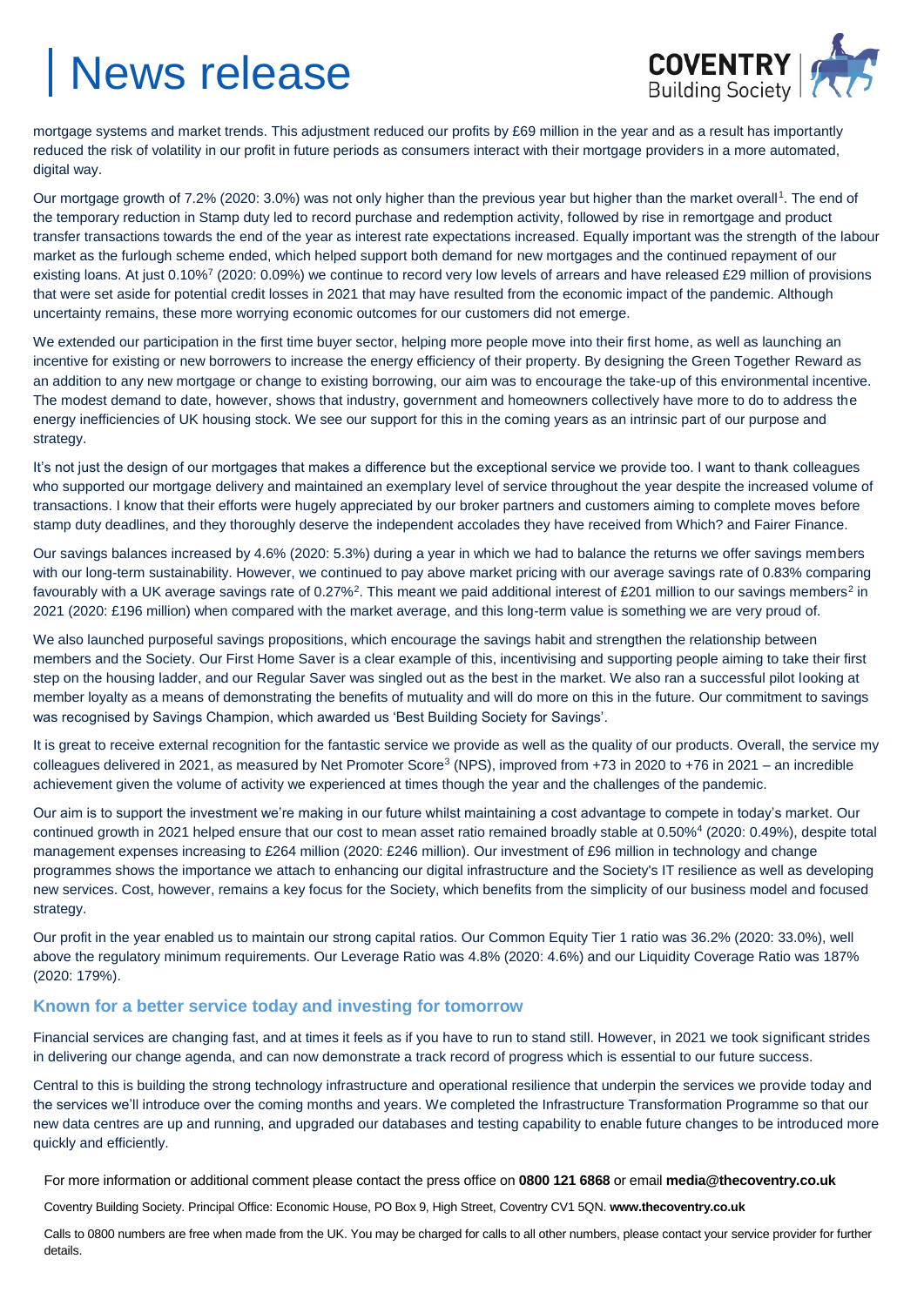mortgage systems and market trends. This adjustment reduced our profits by £69 million in the year and as a result has importantly reduced the risk of volatility in our profit in future periods as consumers interact with their mortgage providers in a more automated, digital way.

Our mortgage growth of 7.2% (2020: 3.0%) was not only higher than the previous year but higher than the market overall[1]. The end of the temporary reduction in Stamp duty led to record purchase and redemption activity, followed by rise in remortgage and product transfer transactions towards the end of the year as interest rate expectations increased. Equally important was the strength of the labour market as the furlough scheme ended, which helped support both demand for new mortgages and the continued repayment of our existing loans. At just 0.10%[7] (2020: 0.09%) we continue to record very low levels of arrears and have released £29 million of provisions that were set aside for potential credit losses in 2021 that may have resulted from the economic impact of the pandemic. Although uncertainty remains, these more worrying economic outcomes for our customers did not emerge.

We extended our participation in the first time buyer sector, helping more people move into their first home, as well as launching an incentive for existing or new borrowers to increase the energy efficiency of their property. By designing the Green Together Reward as an addition to any new mortgage or change to existing borrowing, our aim was to encourage the take-up of this environmental incentive. The modest demand to date, however, shows that industry, government and homeowners collectively have more to do to address the energy inefficiencies of UK housing stock. We see our support for this in the coming years as an intrinsic part of our purpose and strategy.

It's not just the design of our mortgages that makes a difference but the exceptional service we provide too. I want to thank colleagues who supported our mortgage delivery and maintained an exemplary level of service throughout the year despite the increased volume of transactions. I know that their efforts were hugely appreciated by our broker partners and customers aiming to complete moves before stamp duty deadlines, and they thoroughly deserve the independent accolades they have received from Which? and Fairer Finance.

Our savings balances increased by 4.6% (2020: 5.3%) during a year in which we had to balance the returns we offer savings members with our long-term sustainability. However, we continued to pay above market pricing with our average savings rate of 0.83% comparing favourably with a UK average savings rate of 0.27%[2]. This meant we paid additional interest of £201 million to our savings members[2] in 2021 (2020: £196 million) when compared with the market average, and this long-term value is something we are very proud of.

We also launched purposeful savings propositions, which encourage the savings habit and strengthen the relationship between members and the Society. Our First Home Saver is a clear example of this, incentivising and supporting people aiming to take their first step on the housing ladder, and our Regular Saver was singled out as the best in the market. We also ran a successful pilot looking at member loyalty as a means of demonstrating the benefits of mutuality and will do more on this in the future. Our commitment to savings was recognised by Savings Champion, which awarded us 'Best Building Society for Savings'.

It is great to receive external recognition for the fantastic service we provide as well as the quality of our products. Overall, the service my colleagues delivered in 2021, as measured by Net Promoter Score[3] (NPS), improved from +73 in 2020 to +76 in 2021 – an incredible achievement given the volume of activity we experienced at times though the year and the challenges of the pandemic.

Our aim is to support the investment we're making in our future whilst maintaining a cost advantage to compete in today's market. Our continued growth in 2021 helped ensure that our cost to mean asset ratio remained broadly stable at 0.50%[4] (2020: 0.49%), despite total management expenses increasing to £264 million (2020: £246 million). Our investment of £96 million in technology and change programmes shows the importance we attach to enhancing our digital infrastructure and the Society's IT resilience as well as developing new services. Cost, however, remains a key focus for the Society, which benefits from the simplicity of our business model and focused strategy.

Our profit in the year enabled us to maintain our strong capital ratios. Our Common Equity Tier 1 ratio was 36.2% (2020: 33.0%), well above the regulatory minimum requirements. Our Leverage Ratio was 4.8% (2020: 4.6%) and our Liquidity Coverage Ratio was 187% (2020: 179%).

### Known for a better service today and investing for tomorrow

Financial services are changing fast, and at times it feels as if you have to run to stand still. However, in 2021 we took significant strides in delivering our change agenda, and can now demonstrate a track record of progress which is essential to our future success.

Central to this is building the strong technology infrastructure and operational resilience that underpin the services we provide today and the services we'll introduce over the coming months and years. We completed the Infrastructure Transformation Programme so that our new data centres are up and running, and upgraded our databases and testing capability to enable future changes to be introduced more quickly and efficiently.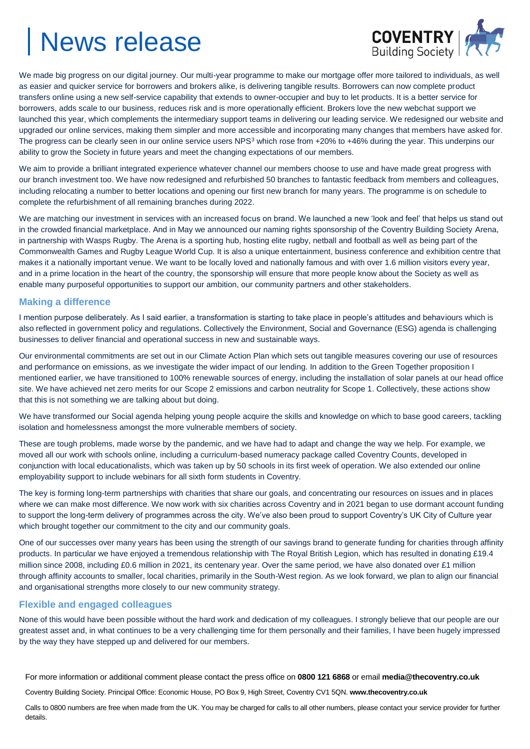# News release

We made big progress on our digital journey. Our multi-year programme to make our mortgage offer more tailored to individuals, as well as easier and quicker service for borrowers and brokers alike, is delivering tangible results. Borrowers can now complete product transfers online using a new self-service capability that extends to owner-occupier and buy to let products. It is a better service for borrowers, adds scale to our business, reduces risk and is more operationally efficient. Brokers love the new webchat support we launched this year, which complements the intermediary support teams in delivering our leading service. We redesigned our website and upgraded our online services, making them simpler and more accessible and incorporating many changes that members have asked for. The progress can be clearly seen in our online service users NPS[3] which rose from +20% to +46% during the year. This underpins our ability to grow the Society in future years and meet the changing expectations of our members.

We aim to provide a brilliant integrated experience whatever channel our members choose to use and have made great progress with our branch investment too. We have now redesigned and refurbished 50 branches to fantastic feedback from members and colleagues, including relocating a number to better locations and opening our first new branch for many years. The programme is on schedule to complete the refurbishment of all remaining branches during 2022.

We are matching our investment in services with an increased focus on brand. We launched a new 'look and feel' that helps us stand out in the crowded financial marketplace. And in May we announced our naming rights sponsorship of the Coventry Building Society Arena, in partnership with Wasps Rugby. The Arena is a sporting hub, hosting elite rugby, netball and football as well as being part of the Commonwealth Games and Rugby League World Cup. It is also a unique entertainment, business conference and exhibition centre that makes it a nationally important venue. We want to be locally loved and nationally famous and with over 1.6 million visitors every year, and in a prime location in the heart of the country, the sponsorship will ensure that more people know about the Society as well as enable many purposeful opportunities to support our ambition, our community partners and other stakeholders.

### Making a difference

I mention purpose deliberately. As I said earlier, a transformation is starting to take place in people's attitudes and behaviours which is also reflected in government policy and regulations. Collectively the Environment, Social and Governance (ESG) agenda is challenging businesses to deliver financial and operational success in new and sustainable ways.

Our environmental commitments are set out in our Climate Action Plan which sets out tangible measures covering our use of resources and performance on emissions, as we investigate the wider impact of our lending. In addition to the Green Together proposition I mentioned earlier, we have transitioned to 100% renewable sources of energy, including the installation of solar panels at our head office site. We have achieved net zero merits for our Scope 2 emissions and carbon neutrality for Scope 1. Collectively, these actions show that this is not something we are talking about but doing.

We have transformed our Social agenda helping young people acquire the skills and knowledge on which to base good careers, tackling isolation and homelessness amongst the more vulnerable members of society.

These are tough problems, made worse by the pandemic, and we have had to adapt and change the way we help. For example, we moved all our work with schools online, including a curriculum-based numeracy package called Coventry Counts, developed in conjunction with local educationalists, which was taken up by 50 schools in its first week of operation. We also extended our online employability support to include webinars for all sixth form students in Coventry.

The key is forming long-term partnerships with charities that share our goals, and concentrating our resources on issues and in places where we can make most difference. We now work with six charities across Coventry and in 2021 began to use dormant account funding to support the long-term delivery of programmes across the city. We've also been proud to support Coventry's UK City of Culture year which brought together our commitment to the city and our community goals.

One of our successes over many years has been using the strength of our savings brand to generate funding for charities through affinity products. In particular we have enjoyed a tremendous relationship with The Royal British Legion, which has resulted in donating £19.4 million since 2008, including £0.6 million in 2021, its centenary year. Over the same period, we have also donated over £1 million through affinity accounts to smaller, local charities, primarily in the South-West region. As we look forward, we plan to align our financial and organisational strengths more closely to our new community strategy.

### Flexible and engaged colleagues

None of this would have been possible without the hard work and dedication of my colleagues. I strongly believe that our people are our greatest asset and, in what continues to be a very challenging time for them personally and their families, I have been hugely impressed by the way they have stepped up and delivered for our members.

For more information or additional comment please contact the press office on **0800 121 6868** or email **media@thecoventry.co.uk**

Coventry Building Society. Principal Office: Economic House, PO Box 9, High Street, Coventry CV1 5QN. **www.thecoventry.co.uk**

Calls to 0800 numbers are free when made from the UK. You may be charged for calls to all other numbers, please contact your service provider for further details.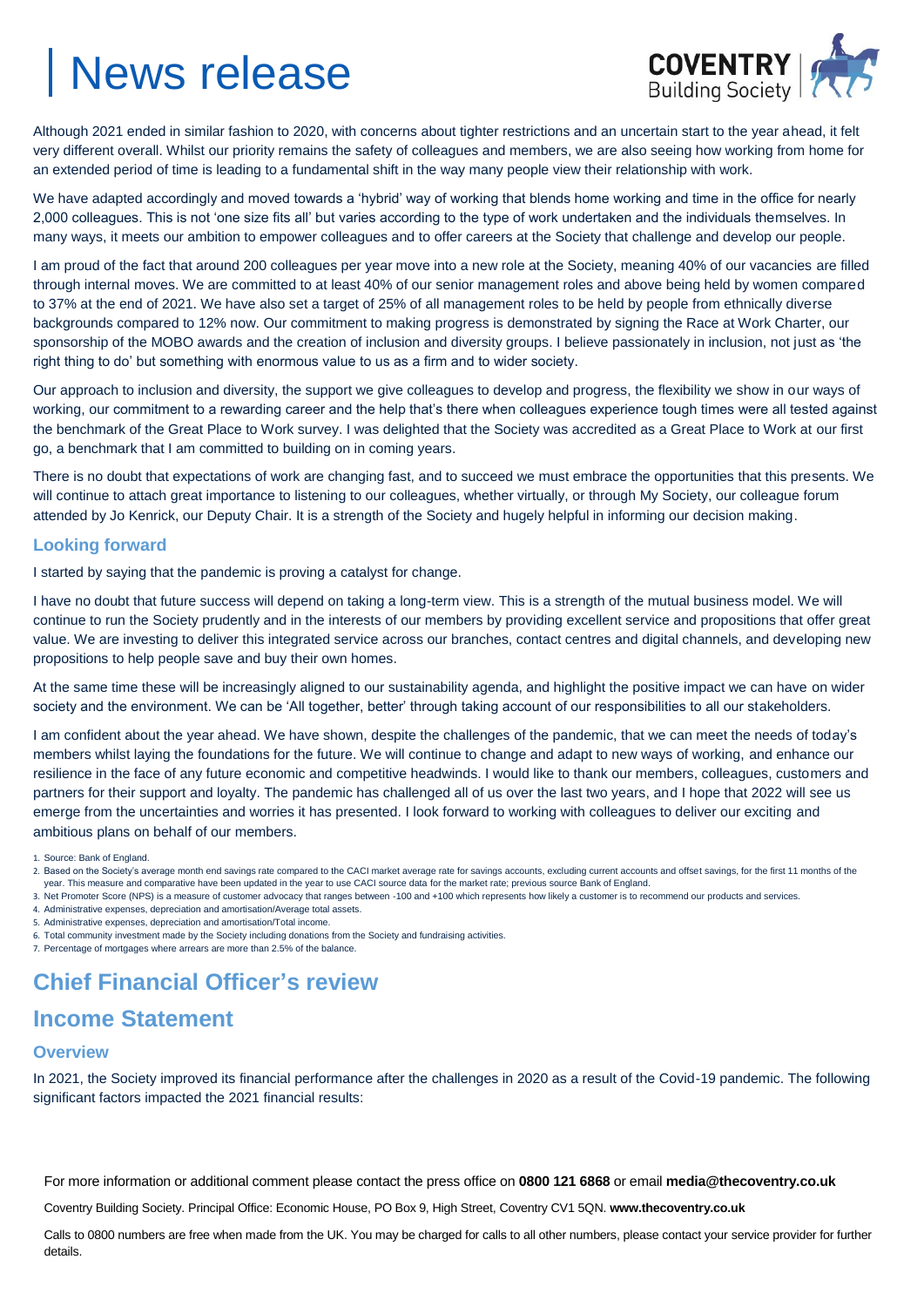Although 2021 ended in similar fashion to 2020, with concerns about tighter restrictions and an uncertain start to the year ahead, it felt very different overall. Whilst our priority remains the safety of colleagues and members, we are also seeing how working from home for an extended period of time is leading to a fundamental shift in the way many people view their relationship with work.

We have adapted accordingly and moved towards a 'hybrid' way of working that blends home working and time in the office for nearly 2,000 colleagues. This is not 'one size fits all' but varies according to the type of work undertaken and the individuals themselves. In many ways, it meets our ambition to empower colleagues and to offer careers at the Society that challenge and develop our people.

I am proud of the fact that around 200 colleagues per year move into a new role at the Society, meaning 40% of our vacancies are filled through internal moves. We are committed to at least 40% of our senior management roles and above being held by women compared to 37% at the end of 2021. We have also set a target of 25% of all management roles to be held by people from ethnically diverse backgrounds compared to 12% now. Our commitment to making progress is demonstrated by signing the Race at Work Charter, our sponsorship of the MOBO awards and the creation of inclusion and diversity groups. I believe passionately in inclusion, not just as 'the right thing to do' but something with enormous value to us as a firm and to wider society.

Our approach to inclusion and diversity, the support we give colleagues to develop and progress, the flexibility we show in our ways of working, our commitment to a rewarding career and the help that's there when colleagues experience tough times were all tested against the benchmark of the Great Place to Work survey. I was delighted that the Society was accredited as a Great Place to Work at our first go, a benchmark that I am committed to building on in coming years.

There is no doubt that expectations of work are changing fast, and to succeed we must embrace the opportunities that this presents. We will continue to attach great importance to listening to our colleagues, whether virtually, or through My Society, our colleague forum attended by Jo Kenrick, our Deputy Chair. It is a strength of the Society and hugely helpful in informing our decision making.

### Looking forward

I started by saying that the pandemic is proving a catalyst for change.

I have no doubt that future success will depend on taking a long-term view. This is a strength of the mutual business model. We will continue to run the Society prudently and in the interests of our members by providing excellent service and propositions that offer great value. We are investing to deliver this integrated service across our branches, contact centres and digital channels, and developing new propositions to help people save and buy their own homes.

At the same time these will be increasingly aligned to our sustainability agenda, and highlight the positive impact we can have on wider society and the environment. We can be 'All together, better' through taking account of our responsibilities to all our stakeholders.

I am confident about the year ahead. We have shown, despite the challenges of the pandemic, that we can meet the needs of today's members whilst laying the foundations for the future. We will continue to change and adapt to new ways of working, and enhance our resilience in the face of any future economic and competitive headwinds. I would like to thank our members, colleagues, customers and partners for their support and loyalty. The pandemic has challenged all of us over the last two years, and I hope that 2022 will see us emerge from the uncertainties and worries it has presented. I look forward to working with colleagues to deliver our exciting and ambitious plans on behalf of our members.

1. Source: Bank of England.
2. Based on the Society's average month end savings rate compared to the CACI market average rate for savings accounts, excluding current accounts and offset savings, for the first 11 months of the year. This measure and comparative have been updated in the year to use CACI source data for the market rate; previous source Bank of England.
3. Net Promoter Score (NPS) is a measure of customer advocacy that ranges between -100 and +100 which represents how likely a customer is to recommend our products and services.
4. Administrative expenses, depreciation and amortisation/Average total assets.
5. Administrative expenses, depreciation and amortisation/Total income.
6. Total community investment made by the Society including donations from the Society and fundraising activities.
7. Percentage of mortgages where arrears are more than 2.5% of the balance.

## Chief Financial Officer's review

## Income Statement

### Overview

In 2021, the Society improved its financial performance after the challenges in 2020 as a result of the Covid-19 pandemic. The following significant factors impacted the 2021 financial results:

For more information or additional comment please contact the press office on **0800 121 6868** or email **media@thecoventry.co.uk**

Coventry Building Society. Principal Office: Economic House, PO Box 9, High Street, Coventry CV1 5QN. **www.thecoventry.co.uk**

Calls to 0800 numbers are free when made from the UK. You may be charged for calls to all other numbers, please contact your service provider for further details.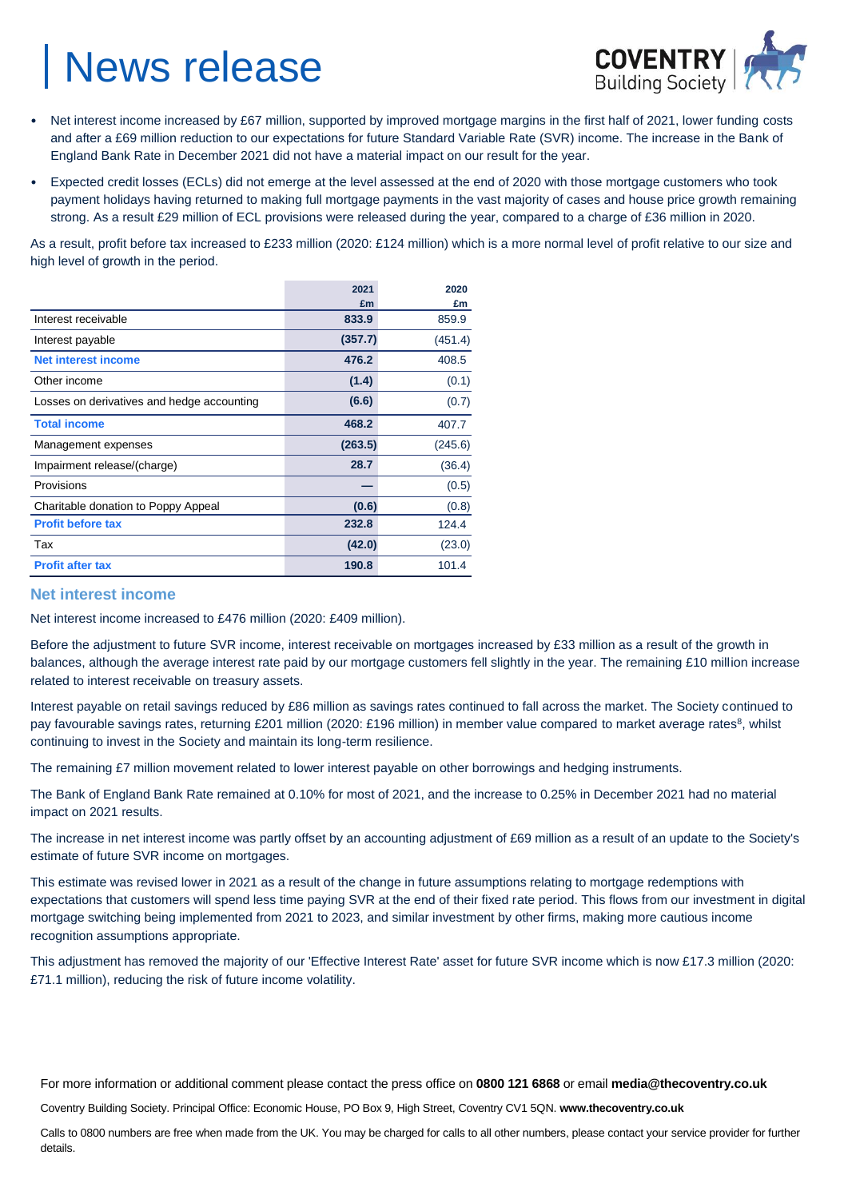# News release

- Net interest income increased by £67 million, supported by improved mortgage margins in the first half of 2021, lower funding costs and after a £69 million reduction to our expectations for future Standard Variable Rate (SVR) income. The increase in the Bank of England Bank Rate in December 2021 did not have a material impact on our result for the year.
- Expected credit losses (ECLs) did not emerge at the level assessed at the end of 2020 with those mortgage customers who took payment holidays having returned to making full mortgage payments in the vast majority of cases and house price growth remaining strong. As a result £29 million of ECL provisions were released during the year, compared to a charge of £36 million in 2020.

As a result, profit before tax increased to £233 million (2020: £124 million) which is a more normal level of profit relative to our size and high level of growth in the period.

| | 2021 £m | 2020 £m |
|---|---|---|
| Interest receivable | **833.9** | 859.9 |
| Interest payable | **(357.7)** | (451.4) |
| **Net interest income** | **476.2** | 408.5 |
| Other income | **(1.4)** | (0.1) |
| Losses on derivatives and hedge accounting | **(6.6)** | (0.7) |
| **Total income** | **468.2** | 407.7 |
| Management expenses | **(263.5)** | (245.6) |
| Impairment release/(charge) | **28.7** | (36.4) |
| Provisions | **—** | (0.5) |
| Charitable donation to Poppy Appeal | **(0.6)** | (0.8) |
| **Profit before tax** | **232.8** | 124.4 |
| Tax | **(42.0)** | (23.0) |
| **Profit after tax** | **190.8** | 101.4 |

## Net interest income

Net interest income increased to £476 million (2020: £409 million).

Before the adjustment to future SVR income, interest receivable on mortgages increased by £33 million as a result of the growth in balances, although the average interest rate paid by our mortgage customers fell slightly in the year. The remaining £10 million increase related to interest receivable on treasury assets.

Interest payable on retail savings reduced by £86 million as savings rates continued to fall across the market. The Society continued to pay favourable savings rates, returning £201 million (2020: £196 million) in member value compared to market average rates[8], whilst continuing to invest in the Society and maintain its long-term resilience.

The remaining £7 million movement related to lower interest payable on other borrowings and hedging instruments.

The Bank of England Bank Rate remained at 0.10% for most of 2021, and the increase to 0.25% in December 2021 had no material impact on 2021 results.

The increase in net interest income was partly offset by an accounting adjustment of £69 million as a result of an update to the Society's estimate of future SVR income on mortgages.

This estimate was revised lower in 2021 as a result of the change in future assumptions relating to mortgage redemptions with expectations that customers will spend less time paying SVR at the end of their fixed rate period. This flows from our investment in digital mortgage switching being implemented from 2021 to 2023, and similar investment by other firms, making more cautious income recognition assumptions appropriate.

This adjustment has removed the majority of our 'Effective Interest Rate' asset for future SVR income which is now £17.3 million (2020: £71.1 million), reducing the risk of future income volatility.

For more information or additional comment please contact the press office on **0800 121 6868** or email **media@thecoventry.co.uk**

Coventry Building Society. Principal Office: Economic House, PO Box 9, High Street, Coventry CV1 5QN. **www.thecoventry.co.uk**

Calls to 0800 numbers are free when made from the UK. You may be charged for calls to all other numbers, please contact your service provider for further details.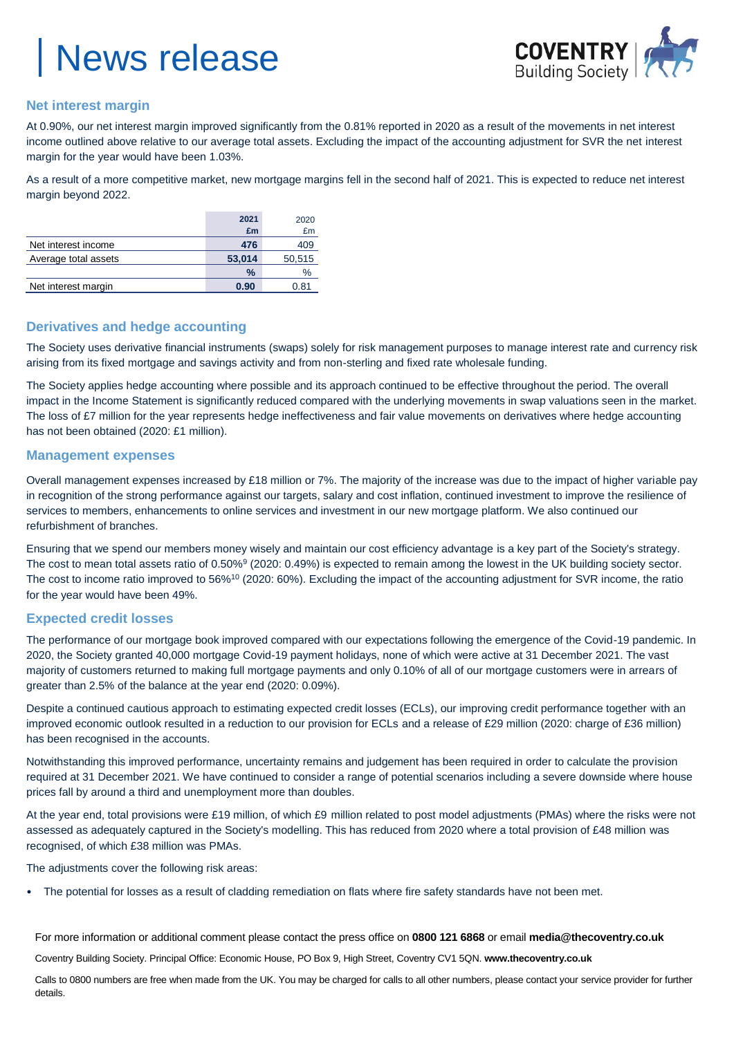## Net interest margin

At 0.90%, our net interest margin improved significantly from the 0.81% reported in 2020 as a result of the movements in net interest income outlined above relative to our average total assets. Excluding the impact of the accounting adjustment for SVR the net interest margin for the year would have been 1.03%.

As a result of a more competitive market, new mortgage margins fell in the second half of 2021. This is expected to reduce net interest margin beyond 2022.

| | 2021 £m | 2020 £m |
|---|---|---|
| Net interest income | 476 | 409 |
| Average total assets | 53,014 | 50,515 |
| | % | % |
| Net interest margin | 0.90 | 0.81 |

## Derivatives and hedge accounting

The Society uses derivative financial instruments (swaps) solely for risk management purposes to manage interest rate and currency risk arising from its fixed mortgage and savings activity and from non-sterling and fixed rate wholesale funding.

The Society applies hedge accounting where possible and its approach continued to be effective throughout the period. The overall impact in the Income Statement is significantly reduced compared with the underlying movements in swap valuations seen in the market. The loss of £7 million for the year represents hedge ineffectiveness and fair value movements on derivatives where hedge accounting has not been obtained (2020: £1 million).

## Management expenses

Overall management expenses increased by £18 million or 7%. The majority of the increase was due to the impact of higher variable pay in recognition of the strong performance against our targets, salary and cost inflation, continued investment to improve the resilience of services to members, enhancements to online services and investment in our new mortgage platform. We also continued our refurbishment of branches.

Ensuring that we spend our members money wisely and maintain our cost efficiency advantage is a key part of the Society's strategy. The cost to mean total assets ratio of 0.50%[9] (2020: 0.49%) is expected to remain among the lowest in the UK building society sector. The cost to income ratio improved to 56%[10] (2020: 60%). Excluding the impact of the accounting adjustment for SVR income, the ratio for the year would have been 49%.

## Expected credit losses

The performance of our mortgage book improved compared with our expectations following the emergence of the Covid-19 pandemic. In 2020, the Society granted 40,000 mortgage Covid-19 payment holidays, none of which were active at 31 December 2021. The vast majority of customers returned to making full mortgage payments and only 0.10% of all of our mortgage customers were in arrears of greater than 2.5% of the balance at the year end (2020: 0.09%).

Despite a continued cautious approach to estimating expected credit losses (ECLs), our improving credit performance together with an improved economic outlook resulted in a reduction to our provision for ECLs and a release of £29 million (2020: charge of £36 million) has been recognised in the accounts.

Notwithstanding this improved performance, uncertainty remains and judgement has been required in order to calculate the provision required at 31 December 2021. We have continued to consider a range of potential scenarios including a severe downside where house prices fall by around a third and unemployment more than doubles.

At the year end, total provisions were £19 million, of which £9 million related to post model adjustments (PMAs) where the risks were not assessed as adequately captured in the Society's modelling. This has reduced from 2020 where a total provision of £48 million was recognised, of which £38 million was PMAs.

The adjustments cover the following risk areas:

- The potential for losses as a result of cladding remediation on flats where fire safety standards have not been met.

For more information or additional comment please contact the press office on **0800 121 6868** or email **media@thecoventry.co.uk**

Coventry Building Society. Principal Office: Economic House, PO Box 9, High Street, Coventry CV1 5QN. **www.thecoventry.co.uk**

Calls to 0800 numbers are free when made from the UK. You may be charged for calls to all other numbers, please contact your service provider for further details.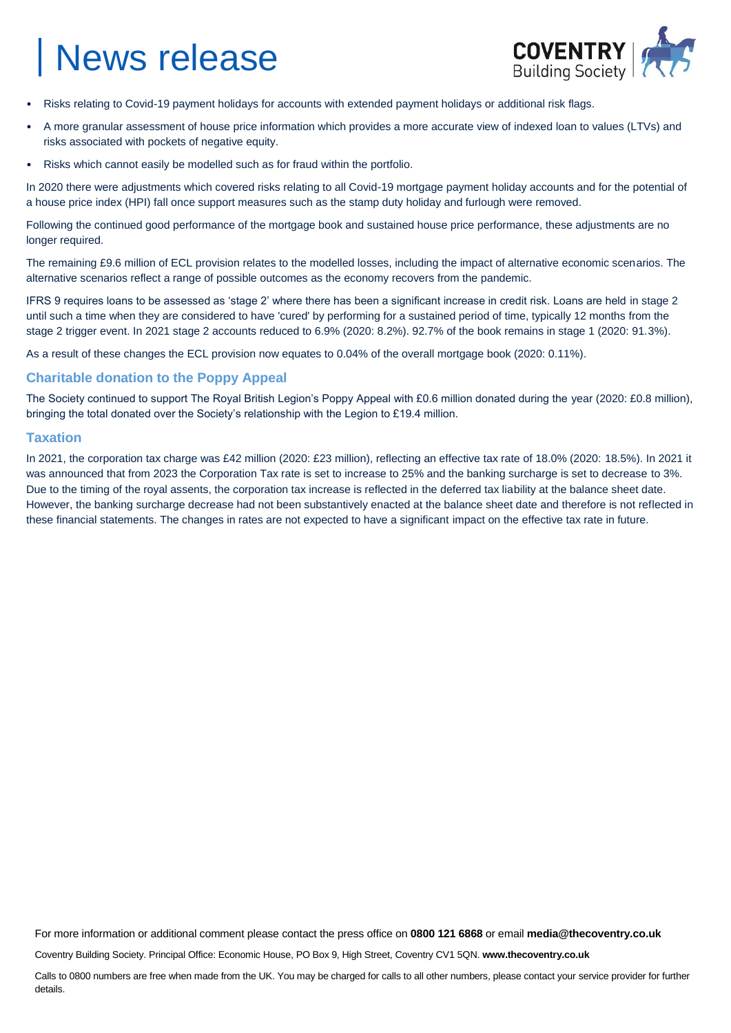- Risks relating to Covid-19 payment holidays for accounts with extended payment holidays or additional risk flags.
- A more granular assessment of house price information which provides a more accurate view of indexed loan to values (LTVs) and risks associated with pockets of negative equity.
- Risks which cannot easily be modelled such as for fraud within the portfolio.

In 2020 there were adjustments which covered risks relating to all Covid-19 mortgage payment holiday accounts and for the potential of a house price index (HPI) fall once support measures such as the stamp duty holiday and furlough were removed.

Following the continued good performance of the mortgage book and sustained house price performance, these adjustments are no longer required.

The remaining £9.6 million of ECL provision relates to the modelled losses, including the impact of alternative economic scenarios. The alternative scenarios reflect a range of possible outcomes as the economy recovers from the pandemic.

IFRS 9 requires loans to be assessed as 'stage 2' where there has been a significant increase in credit risk. Loans are held in stage 2 until such a time when they are considered to have 'cured' by performing for a sustained period of time, typically 12 months from the stage 2 trigger event. In 2021 stage 2 accounts reduced to 6.9% (2020: 8.2%). 92.7% of the book remains in stage 1 (2020: 91.3%).

As a result of these changes the ECL provision now equates to 0.04% of the overall mortgage book (2020: 0.11%).

### Charitable donation to the Poppy Appeal

The Society continued to support The Royal British Legion's Poppy Appeal with £0.6 million donated during the year (2020: £0.8 million), bringing the total donated over the Society's relationship with the Legion to £19.4 million.

### Taxation

In 2021, the corporation tax charge was £42 million (2020: £23 million), reflecting an effective tax rate of 18.0% (2020: 18.5%). In 2021 it was announced that from 2023 the Corporation Tax rate is set to increase to 25% and the banking surcharge is set to decrease to 3%. Due to the timing of the royal assents, the corporation tax increase is reflected in the deferred tax liability at the balance sheet date. However, the banking surcharge decrease had not been substantively enacted at the balance sheet date and therefore is not reflected in these financial statements. The changes in rates are not expected to have a significant impact on the effective tax rate in future.

For more information or additional comment please contact the press office on **0800 121 6868** or email **media@thecoventry.co.uk**

Coventry Building Society. Principal Office: Economic House, PO Box 9, High Street, Coventry CV1 5QN. **www.thecoventry.co.uk**

Calls to 0800 numbers are free when made from the UK. You may be charged for calls to all other numbers, please contact your service provider for further details.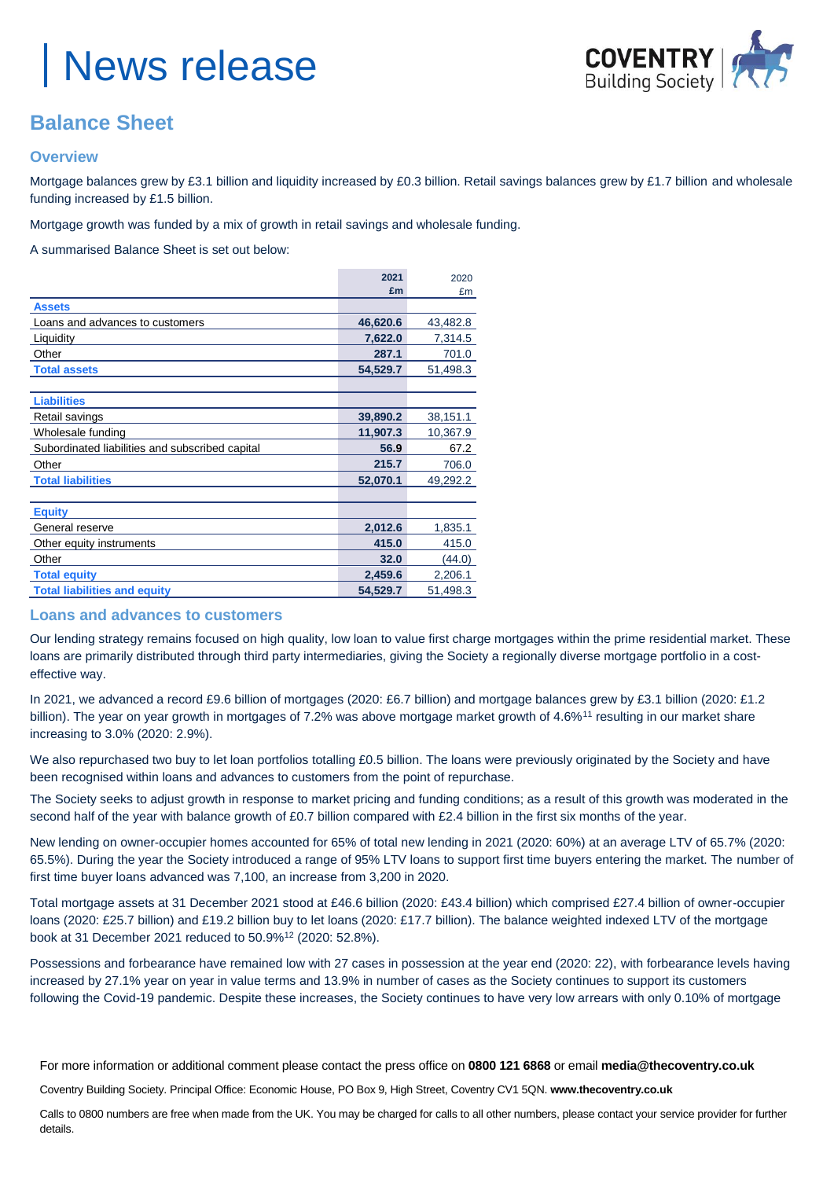# News release

## Balance Sheet

### Overview

Mortgage balances grew by £3.1 billion and liquidity increased by £0.3 billion. Retail savings balances grew by £1.7 billion and wholesale funding increased by £1.5 billion.

Mortgage growth was funded by a mix of growth in retail savings and wholesale funding.

A summarised Balance Sheet is set out below:

| | 2021 £m | 2020 £m |
|---|---|---|
| **Assets** | | |
| Loans and advances to customers | **46,620.6** | 43,482.8 |
| Liquidity | **7,622.0** | 7,314.5 |
| Other | **287.1** | 701.0 |
| **Total assets** | **54,529.7** | 51,498.3 |
| | | |
| **Liabilities** | | |
| Retail savings | **39,890.2** | 38,151.1 |
| Wholesale funding | **11,907.3** | 10,367.9 |
| Subordinated liabilities and subscribed capital | **56.9** | 67.2 |
| Other | **215.7** | 706.0 |
| **Total liabilities** | **52,070.1** | 49,292.2 |
| | | |
| **Equity** | | |
| General reserve | **2,012.6** | 1,835.1 |
| Other equity instruments | **415.0** | 415.0 |
| Other | **32.0** | (44.0) |
| **Total equity** | **2,459.6** | 2,206.1 |
| **Total liabilities and equity** | **54,529.7** | 51,498.3 |

### Loans and advances to customers

Our lending strategy remains focused on high quality, low loan to value first charge mortgages within the prime residential market. These loans are primarily distributed through third party intermediaries, giving the Society a regionally diverse mortgage portfolio in a cost-effective way.

In 2021, we advanced a record £9.6 billion of mortgages (2020: £6.7 billion) and mortgage balances grew by £3.1 billion (2020: £1.2 billion). The year on year growth in mortgages of 7.2% was above mortgage market growth of 4.6%[11] resulting in our market share increasing to 3.0% (2020: 2.9%).

We also repurchased two buy to let loan portfolios totalling £0.5 billion. The loans were previously originated by the Society and have been recognised within loans and advances to customers from the point of repurchase.

The Society seeks to adjust growth in response to market pricing and funding conditions; as a result of this growth was moderated in the second half of the year with balance growth of £0.7 billion compared with £2.4 billion in the first six months of the year.

New lending on owner-occupier homes accounted for 65% of total new lending in 2021 (2020: 60%) at an average LTV of 65.7% (2020: 65.5%). During the year the Society introduced a range of 95% LTV loans to support first time buyers entering the market. The number of first time buyer loans advanced was 7,100, an increase from 3,200 in 2020.

Total mortgage assets at 31 December 2021 stood at £46.6 billion (2020: £43.4 billion) which comprised £27.4 billion of owner-occupier loans (2020: £25.7 billion) and £19.2 billion buy to let loans (2020: £17.7 billion). The balance weighted indexed LTV of the mortgage book at 31 December 2021 reduced to 50.9%[12] (2020: 52.8%).

Possessions and forbearance have remained low with 27 cases in possession at the year end (2020: 22), with forbearance levels having increased by 27.1% year on year in value terms and 13.9% in number of cases as the Society continues to support its customers following the Covid-19 pandemic. Despite these increases, the Society continues to have very low arrears with only 0.10% of mortgage

For more information or additional comment please contact the press office on **0800 121 6868** or email **media@thecoventry.co.uk**

Coventry Building Society. Principal Office: Economic House, PO Box 9, High Street, Coventry CV1 5QN. **www.thecoventry.co.uk**

Calls to 0800 numbers are free when made from the UK. You may be charged for calls to all other numbers, please contact your service provider for further details.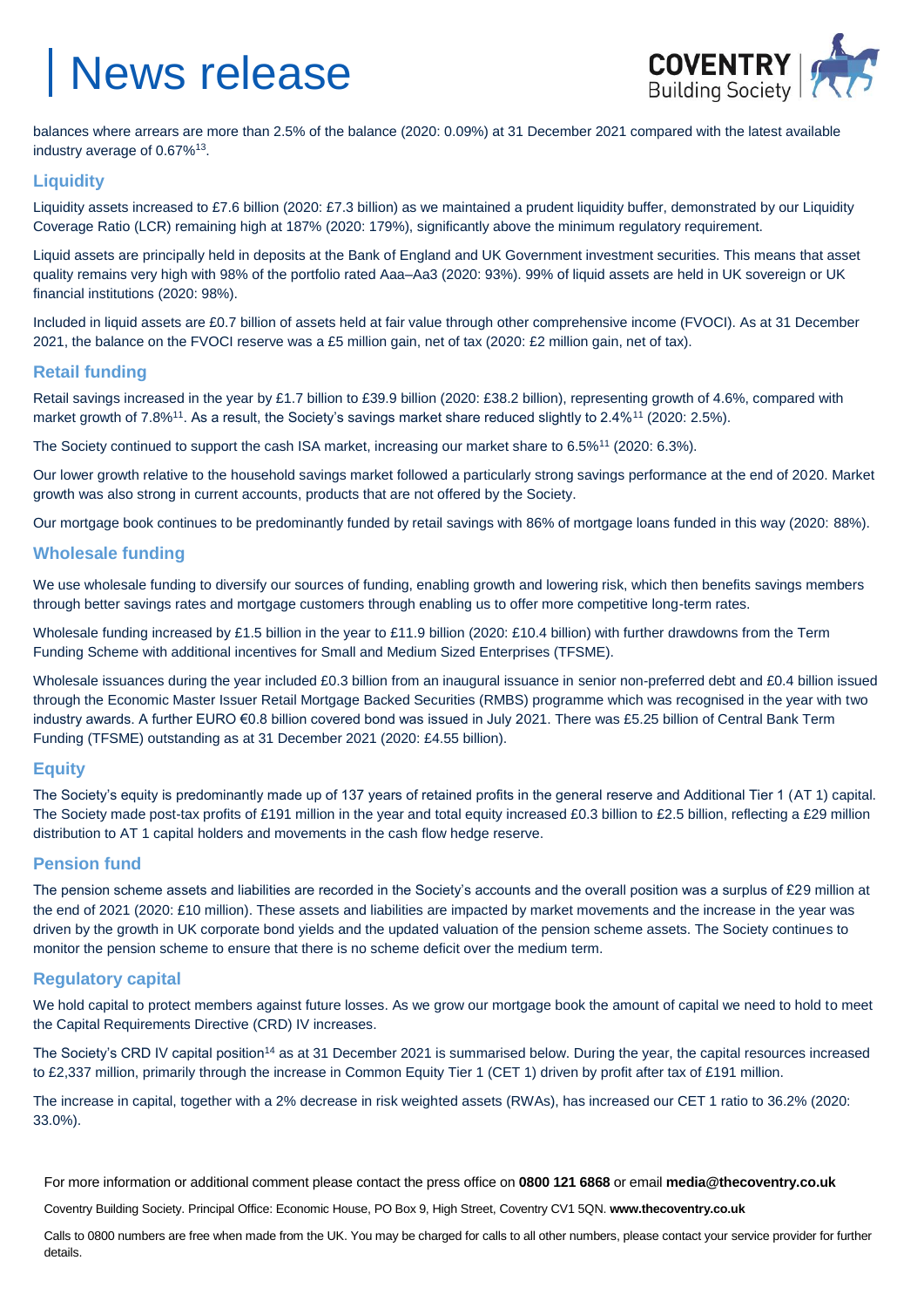balances where arrears are more than 2.5% of the balance (2020: 0.09%) at 31 December 2021 compared with the latest available industry average of 0.67%[13].

## Liquidity

Liquidity assets increased to £7.6 billion (2020: £7.3 billion) as we maintained a prudent liquidity buffer, demonstrated by our Liquidity Coverage Ratio (LCR) remaining high at 187% (2020: 179%), significantly above the minimum regulatory requirement.

Liquid assets are principally held in deposits at the Bank of England and UK Government investment securities. This means that asset quality remains very high with 98% of the portfolio rated Aaa–Aa3 (2020: 93%). 99% of liquid assets are held in UK sovereign or UK financial institutions (2020: 98%).

Included in liquid assets are £0.7 billion of assets held at fair value through other comprehensive income (FVOCI). As at 31 December 2021, the balance on the FVOCI reserve was a £5 million gain, net of tax (2020: £2 million gain, net of tax).

## Retail funding

Retail savings increased in the year by £1.7 billion to £39.9 billion (2020: £38.2 billion), representing growth of 4.6%, compared with market growth of 7.8%[11]. As a result, the Society's savings market share reduced slightly to 2.4%[11] (2020: 2.5%).

The Society continued to support the cash ISA market, increasing our market share to 6.5%[11] (2020: 6.3%).

Our lower growth relative to the household savings market followed a particularly strong savings performance at the end of 2020. Market growth was also strong in current accounts, products that are not offered by the Society.

Our mortgage book continues to be predominantly funded by retail savings with 86% of mortgage loans funded in this way (2020: 88%).

## Wholesale funding

We use wholesale funding to diversify our sources of funding, enabling growth and lowering risk, which then benefits savings members through better savings rates and mortgage customers through enabling us to offer more competitive long-term rates.

Wholesale funding increased by £1.5 billion in the year to £11.9 billion (2020: £10.4 billion) with further drawdowns from the Term Funding Scheme with additional incentives for Small and Medium Sized Enterprises (TFSME).

Wholesale issuances during the year included £0.3 billion from an inaugural issuance in senior non-preferred debt and £0.4 billion issued through the Economic Master Issuer Retail Mortgage Backed Securities (RMBS) programme which was recognised in the year with two industry awards. A further EURO €0.8 billion covered bond was issued in July 2021. There was £5.25 billion of Central Bank Term Funding (TFSME) outstanding as at 31 December 2021 (2020: £4.55 billion).

## Equity

The Society's equity is predominantly made up of 137 years of retained profits in the general reserve and Additional Tier 1 (AT 1) capital. The Society made post-tax profits of £191 million in the year and total equity increased £0.3 billion to £2.5 billion, reflecting a £29 million distribution to AT 1 capital holders and movements in the cash flow hedge reserve.

## Pension fund

The pension scheme assets and liabilities are recorded in the Society's accounts and the overall position was a surplus of £29 million at the end of 2021 (2020: £10 million). These assets and liabilities are impacted by market movements and the increase in the year was driven by the growth in UK corporate bond yields and the updated valuation of the pension scheme assets. The Society continues to monitor the pension scheme to ensure that there is no scheme deficit over the medium term.

## Regulatory capital

We hold capital to protect members against future losses. As we grow our mortgage book the amount of capital we need to hold to meet the Capital Requirements Directive (CRD) IV increases.

The Society's CRD IV capital position[14] as at 31 December 2021 is summarised below. During the year, the capital resources increased to £2,337 million, primarily through the increase in Common Equity Tier 1 (CET 1) driven by profit after tax of £191 million.

The increase in capital, together with a 2% decrease in risk weighted assets (RWAs), has increased our CET 1 ratio to 36.2% (2020: 33.0%).

For more information or additional comment please contact the press office on **0800 121 6868** or email **media@thecoventry.co.uk**

Coventry Building Society. Principal Office: Economic House, PO Box 9, High Street, Coventry CV1 5QN. **www.thecoventry.co.uk**

Calls to 0800 numbers are free when made from the UK. You may be charged for calls to all other numbers, please contact your service provider for further details.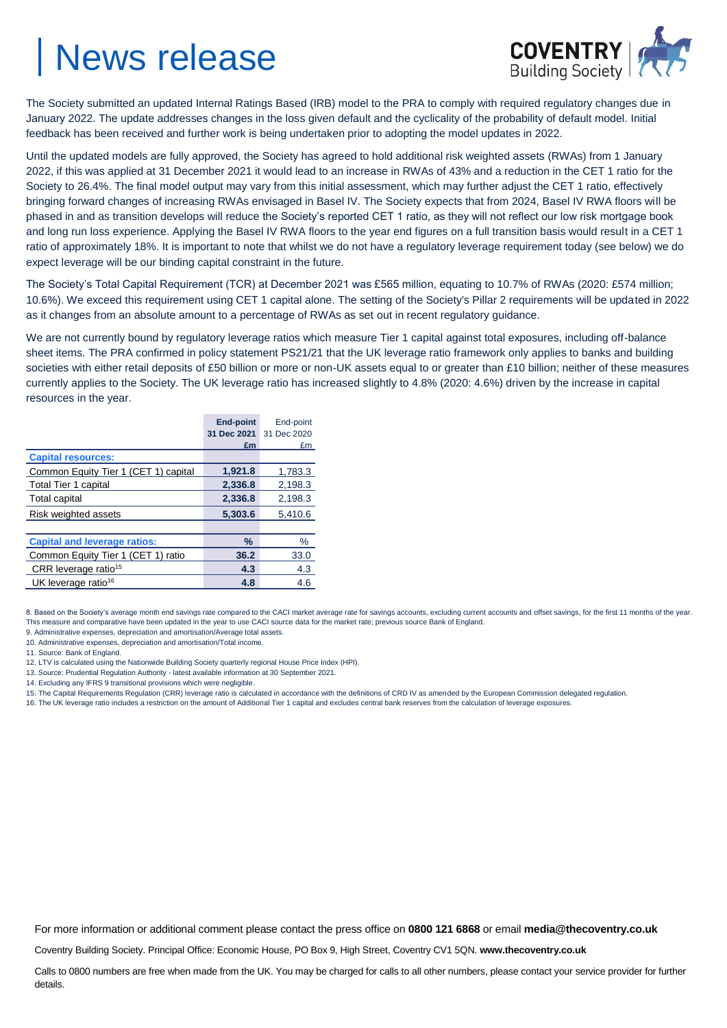# News release

The Society submitted an updated Internal Ratings Based (IRB) model to the PRA to comply with required regulatory changes due in January 2022. The update addresses changes in the loss given default and the cyclicality of the probability of default model. Initial feedback has been received and further work is being undertaken prior to adopting the model updates in 2022.

Until the updated models are fully approved, the Society has agreed to hold additional risk weighted assets (RWAs) from 1 January 2022, if this was applied at 31 December 2021 it would lead to an increase in RWAs of 43% and a reduction in the CET 1 ratio for the Society to 26.4%. The final model output may vary from this initial assessment, which may further adjust the CET 1 ratio, effectively bringing forward changes of increasing RWAs envisaged in Basel IV. The Society expects that from 2024, Basel IV RWA floors will be phased in and as transition develops will reduce the Society's reported CET 1 ratio, as they will not reflect our low risk mortgage book and long run loss experience. Applying the Basel IV RWA floors to the year end figures on a full transition basis would result in a CET 1 ratio of approximately 18%. It is important to note that whilst we do not have a regulatory leverage requirement today (see below) we do expect leverage will be our binding capital constraint in the future.

The Society's Total Capital Requirement (TCR) at December 2021 was £565 million, equating to 10.7% of RWAs (2020: £574 million; 10.6%). We exceed this requirement using CET 1 capital alone. The setting of the Society's Pillar 2 requirements will be updated in 2022 as it changes from an absolute amount to a percentage of RWAs as set out in recent regulatory guidance.

We are not currently bound by regulatory leverage ratios which measure Tier 1 capital against total exposures, including off-balance sheet items. The PRA confirmed in policy statement PS21/21 that the UK leverage ratio framework only applies to banks and building societies with either retail deposits of £50 billion or more or non-UK assets equal to or greater than £10 billion; neither of these measures currently applies to the Society. The UK leverage ratio has increased slightly to 4.8% (2020: 4.6%) driven by the increase in capital resources in the year.

| | **End-point 31 Dec 2021 £m** | End-point 31 Dec 2020 £m |
|---|---|---|
| **Capital resources:** | | |
| Common Equity Tier 1 (CET 1) capital | **1,921.8** | 1,783.3 |
| Total Tier 1 capital | **2,336.8** | 2,198.3 |
| Total capital | **2,336.8** | 2,198.3 |
| Risk weighted assets | **5,303.6** | 5,410.6 |
| | | |
| **Capital and leverage ratios:** | **%** | % |
| Common Equity Tier 1 (CET 1) ratio | **36.2** | 33.0 |
| CRR leverage ratio[15] | **4.3** | 4.3 |
| UK leverage ratio[16] | **4.8** | 4.6 |

8. Based on the Society's average month end savings rate compared to the CACI market average rate for savings accounts, excluding current accounts and offset savings, for the first 11 months of the year. This measure and comparative have been updated in the year to use CACI source data for the market rate; previous source Bank of England.
9. Administrative expenses, depreciation and amortisation/Average total assets.
10. Administrative expenses, depreciation and amortisation/Total income.
11. Source: Bank of England.
12. LTV is calculated using the Nationwide Building Society quarterly regional House Price Index (HPI).
13. Source: Prudential Regulation Authority - latest available information at 30 September 2021.
14. Excluding any IFRS 9 transitional provisions which were negligible.
15. The Capital Requirements Regulation (CRR) leverage ratio is calculated in accordance with the definitions of CRD IV as amended by the European Commission delegated regulation.
16. The UK leverage ratio includes a restriction on the amount of Additional Tier 1 capital and excludes central bank reserves from the calculation of leverage exposures.

For more information or additional comment please contact the press office on **0800 121 6868** or email **media@thecoventry.co.uk**

Coventry Building Society. Principal Office: Economic House, PO Box 9, High Street, Coventry CV1 5QN. **www.thecoventry.co.uk**

Calls to 0800 numbers are free when made from the UK. You may be charged for calls to all other numbers, please contact your service provider for further details.